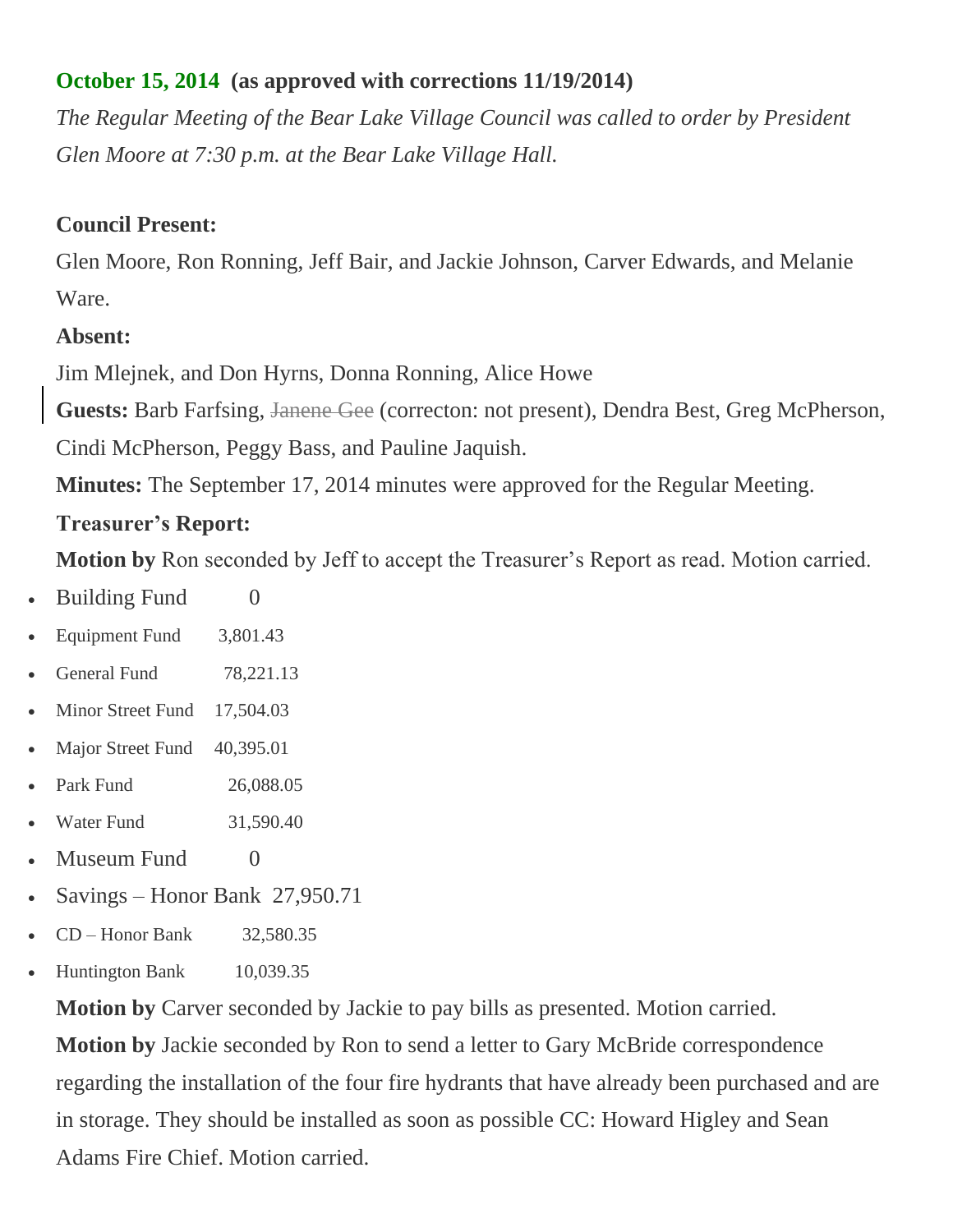**October 15, 2014 (as approved with corrections 11/19/2014)**

*The Regular Meeting of the Bear Lake Village Council was called to order by President Glen Moore at 7:30 p.m. at the Bear Lake Village Hall.*

**Council Present:**

Glen Moore, Ron Ronning, Jeff Bair, and Jackie Johnson, Carver Edwards, and Melanie Ware.

**Absent:**

Jim Mlejnek, and Don Hyrns, Donna Ronning, Alice Howe

**Guests:** Barb Farfsing, ~~Janene Gee~~ (correcton: not present), Dendra Best, Greg McPherson, Cindi McPherson, Peggy Bass, and Pauline Jaquish.

**Minutes:** The September 17, 2014 minutes were approved for the Regular Meeting.

**Treasurer's Report:**

**Motion by** Ron seconded by Jeff to accept the Treasurer's Report as read. Motion carried.

- Building Fund 0
- Equipment Fund 3,801.43
- General Fund 78,221.13
- Minor Street Fund 17,504.03
- Major Street Fund 40,395.01
- Park Fund 26,088.05
- Water Fund 31,590.40
- Museum Fund 0
- Savings – Honor Bank 27,950.71
- CD – Honor Bank 32,580.35
- Huntington Bank 10,039.35

**Motion by** Carver seconded by Jackie to pay bills as presented. Motion carried.

**Motion by** Jackie seconded by Ron to send a letter to Gary McBride correspondence regarding the installation of the four fire hydrants that have already been purchased and are in storage. They should be installed as soon as possible CC: Howard Higley and Sean Adams Fire Chief. Motion carried.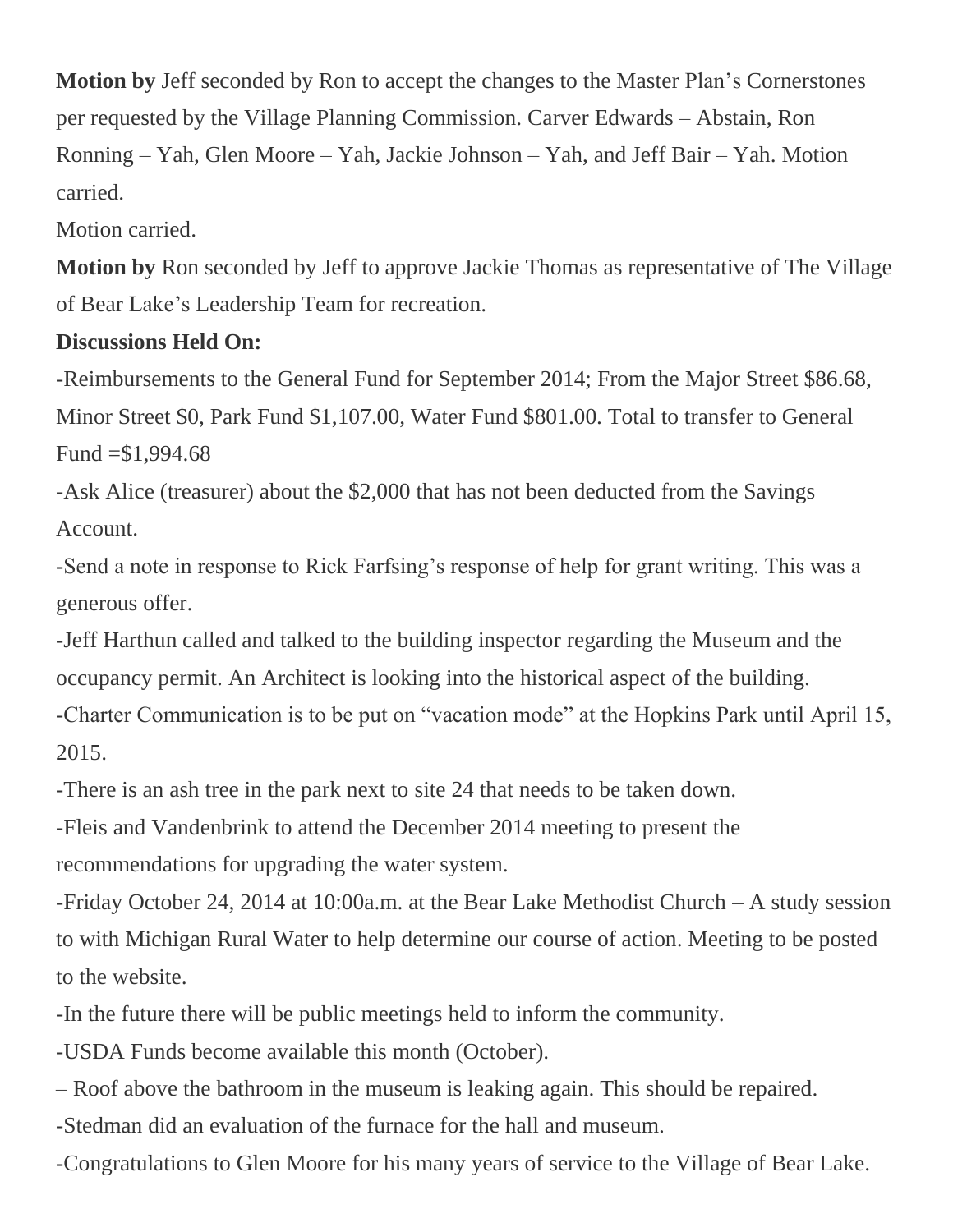**Motion by** Jeff seconded by Ron to accept the changes to the Master Plan's Cornerstones per requested by the Village Planning Commission. Carver Edwards – Abstain, Ron Ronning – Yah, Glen Moore – Yah, Jackie Johnson – Yah, and Jeff Bair – Yah. Motion carried.

Motion carried.

**Motion by** Ron seconded by Jeff to approve Jackie Thomas as representative of The Village of Bear Lake's Leadership Team for recreation.

**Discussions Held On:**

-Reimbursements to the General Fund for September 2014; From the Major Street $86.68, Minor Street $0, Park Fund $1,107.00, Water Fund $801.00. Total to transfer to General Fund =$1,994.68

-Ask Alice (treasurer) about the $2,000 that has not been deducted from the Savings Account.

-Send a note in response to Rick Farfsing's response of help for grant writing. This was a generous offer.

-Jeff Harthun called and talked to the building inspector regarding the Museum and the occupancy permit. An Architect is looking into the historical aspect of the building.

-Charter Communication is to be put on "vacation mode" at the Hopkins Park until April 15, 2015.

-There is an ash tree in the park next to site 24 that needs to be taken down.

-Fleis and Vandenbrink to attend the December 2014 meeting to present the recommendations for upgrading the water system.

-Friday October 24, 2014 at 10:00a.m. at the Bear Lake Methodist Church – A study session to with Michigan Rural Water to help determine our course of action. Meeting to be posted to the website.

-In the future there will be public meetings held to inform the community.

-USDA Funds become available this month (October).

– Roof above the bathroom in the museum is leaking again. This should be repaired.

-Stedman did an evaluation of the furnace for the hall and museum.

-Congratulations to Glen Moore for his many years of service to the Village of Bear Lake.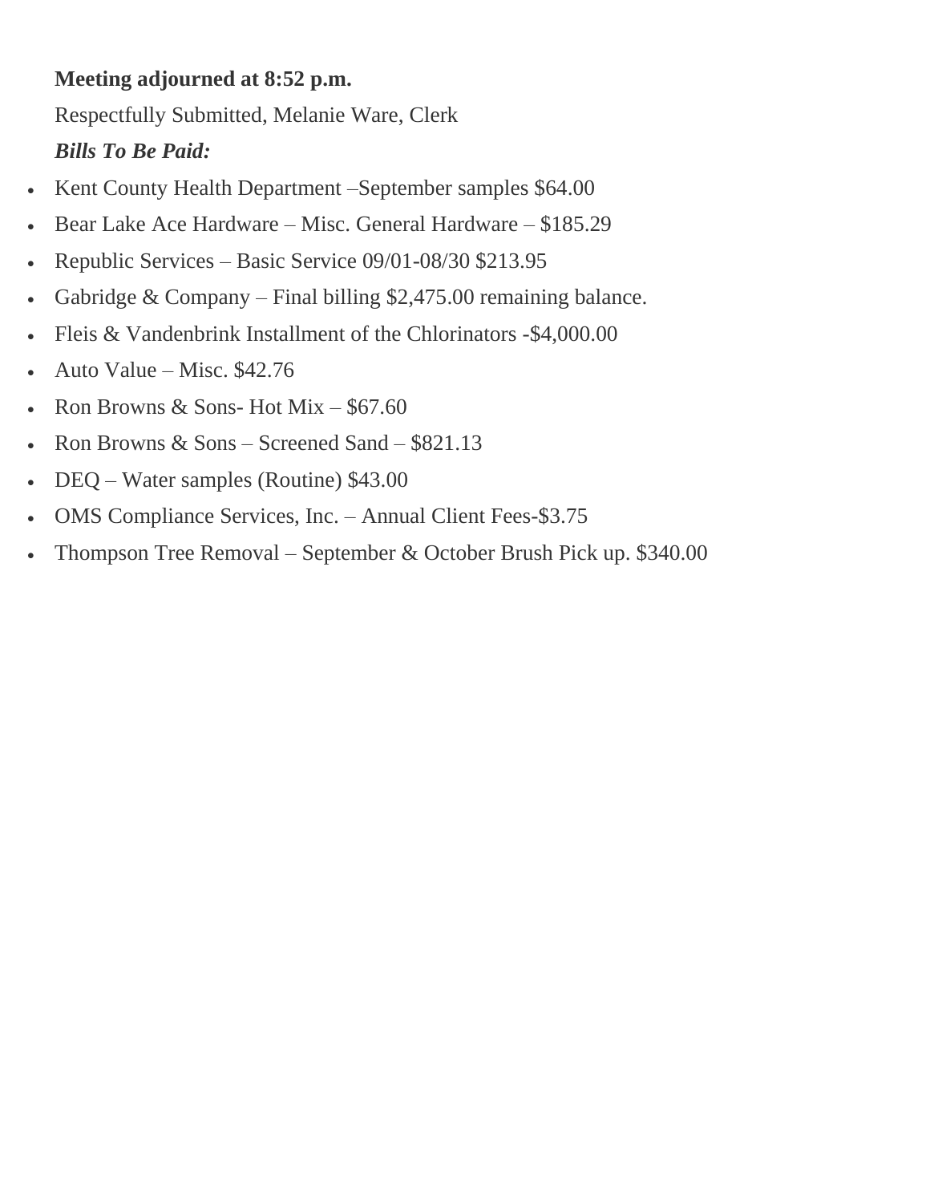**Meeting adjourned at 8:52 p.m.**

Respectfully Submitted, Melanie Ware, Clerk

***Bills To Be Paid:***

- Kent County Health Department –September samples $64.00
- Bear Lake Ace Hardware – Misc. General Hardware – $185.29
- Republic Services – Basic Service 09/01-08/30 $213.95
- Gabridge & Company – Final billing $2,475.00 remaining balance.
- Fleis & Vandenbrink Installment of the Chlorinators -$4,000.00
- Auto Value – Misc. $42.76
- Ron Browns & Sons- Hot Mix – $67.60
- Ron Browns & Sons – Screened Sand – $821.13
- DEQ – Water samples (Routine) $43.00
- OMS Compliance Services, Inc. – Annual Client Fees-$3.75
- Thompson Tree Removal – September & October Brush Pick up. $340.00